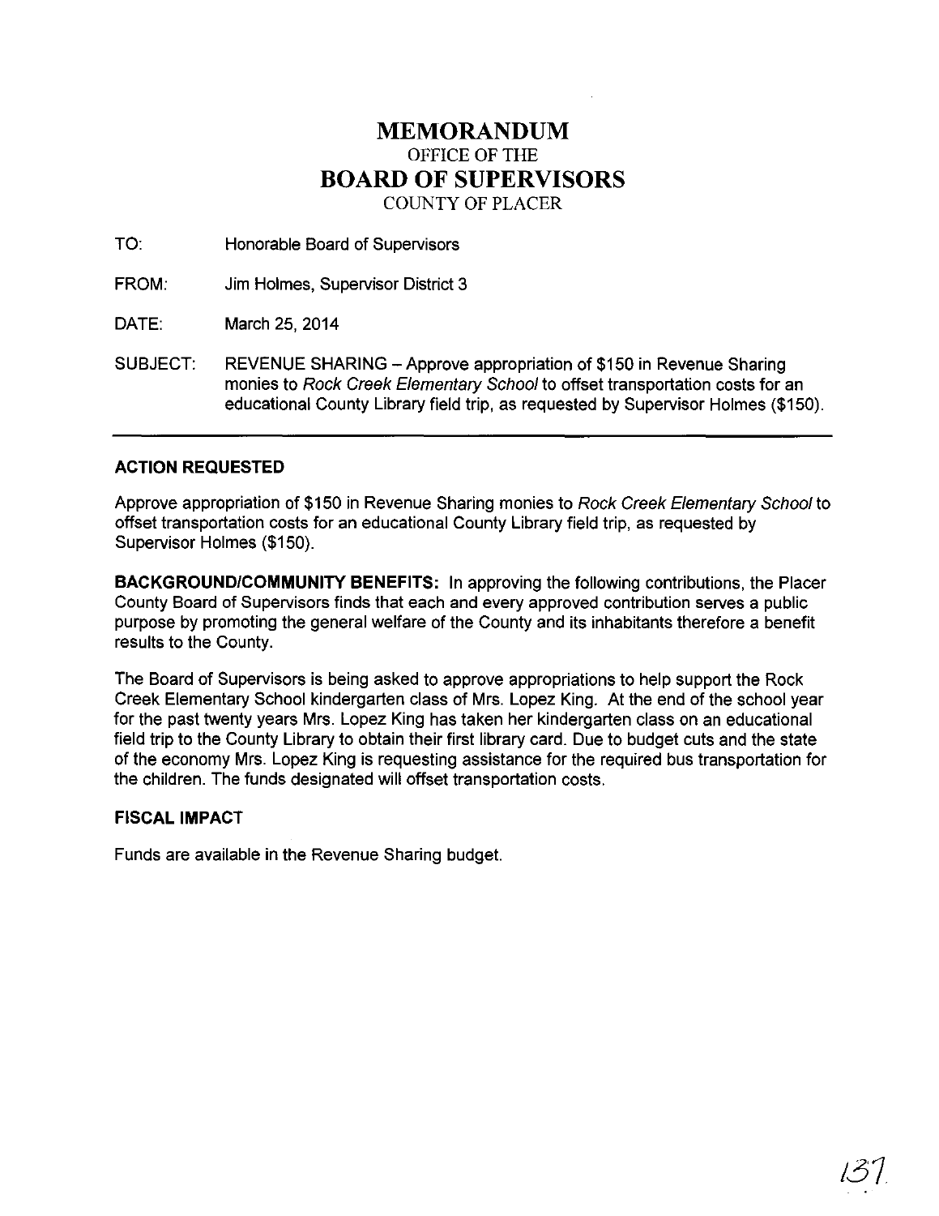# MEMORANDUM
OFFICE OF THE
# BOARD OF SUPERVISORS
COUNTY OF PLACER

TO: Honorable Board of Supervisors

FROM: Jim Holmes, Supervisor District 3

DATE: March 25, 2014

SUBJECT: REVENUE SHARING – Approve appropriation of $150 in Revenue Sharing monies to *Rock Creek Elementary School* to offset transportation costs for an educational County Library field trip, as requested by Supervisor Holmes ($150).

---

**ACTION REQUESTED**

Approve appropriation of $150 in Revenue Sharing monies to *Rock Creek Elementary School* to offset transportation costs for an educational County Library field trip, as requested by Supervisor Holmes ($150).

**BACKGROUND/COMMUNITY BENEFITS:** In approving the following contributions, the Placer County Board of Supervisors finds that each and every approved contribution serves a public purpose by promoting the general welfare of the County and its inhabitants therefore a benefit results to the County.

The Board of Supervisors is being asked to approve appropriations to help support the Rock Creek Elementary School kindergarten class of Mrs. Lopez King. At the end of the school year for the past twenty years Mrs. Lopez King has taken her kindergarten class on an educational field trip to the County Library to obtain their first library card. Due to budget cuts and the state of the economy Mrs. Lopez King is requesting assistance for the required bus transportation for the children. The funds designated will offset transportation costs.

**FISCAL IMPACT**

Funds are available in the Revenue Sharing budget.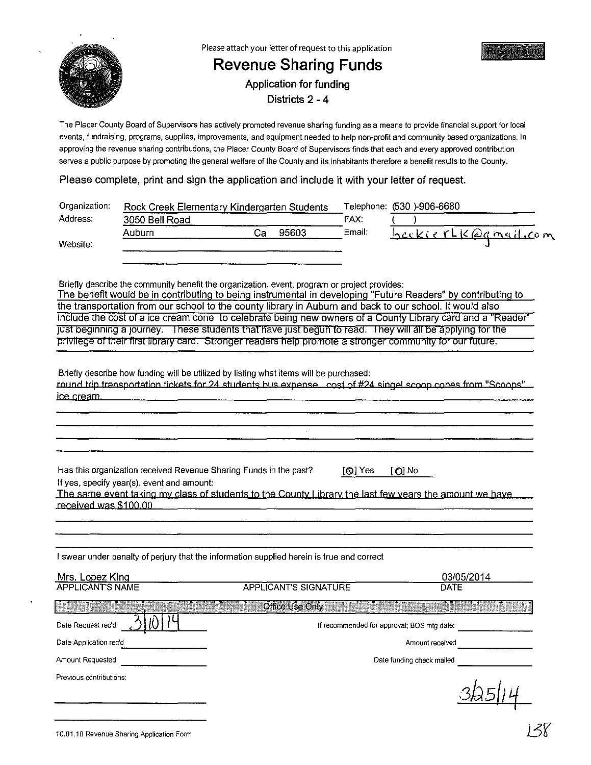Please attach your letter of request to this application

# Revenue Sharing Funds

### Application for funding

### Districts 2 - 4

Reset Form

The Placer County Board of Supervisors has actively promoted revenue sharing funding as a means to provide financial support for local events, fundraising, programs, supplies, improvements, and equipment needed to help non-profit and community based organizations. In approving the revenue sharing contributions, the Placer County Board of Supervisors finds that each and every approved contribution serves a public purpose by promoting the general welfare of the County and its inhabitants therefore a benefit results to the County.

**Please complete, print and sign the application and include it with your letter of request.**

Organization: Rock Creek Elementary Kindergarten Students
Telephone: (530 )-906-6680
Address: 3050 Bell Road
FAX: ( )
Auburn Ca 95603
Email: beckierLK@gmail.com
Website:

Briefly describe the community benefit the organization, event, program or project provides:
The benefit would be in contributing to being instrumental in developing "Future Readers" by contributing to the transportation from our school to the county library in Auburn and back to our school. It would also include the cost of a ice cream cone to celebrate being new owners of a County Library card and a "Reader" just beginning a journey. These students that have just begun to read. They will all be applying for the privilege of their first library card. Stronger readers help promote a stronger community for our future.

Briefly describe how funding will be utilized by listing what items will be purchased:
round trip transportation tickets for 24 students bus expense. cost of #24 singel scoop cones from "Scoops" ice cream.

Has this organization received Revenue Sharing Funds in the past? [●] Yes [ ] No

If yes, specify year(s), event and amount:
The same event taking my class of students to the County Library the last few years the amount we have received was $100.00

I swear under penalty of perjury that the information supplied herein is true and correct

Mrs. Lopez King — APPLICANT'S NAME
APPLICANT'S SIGNATURE
03/05/2014 — DATE

**Office Use Only**

Date Request rec'd 3/10/14
If recommended for approval; BOS mtg date:
Date Application rec'd
Amount received
Amount Requested
Date funding check mailed
Previous contributions:

3/25/14

10.01.10 Revenue Sharing Application Form